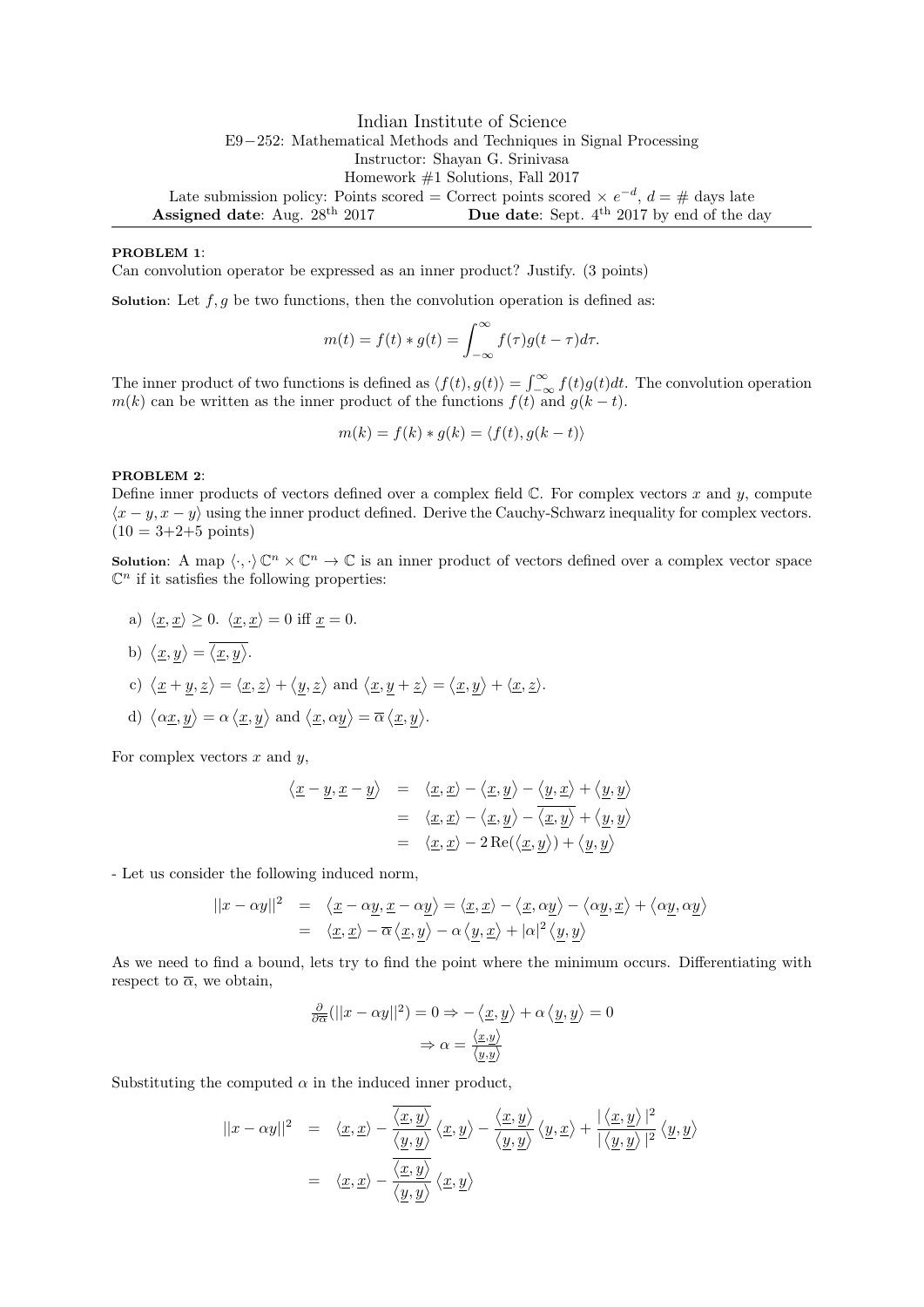# Indian Institute of Science

E9−252: Mathematical Methods and Techniques in Signal Processing
Instructor: Shayan G. Srinivasa
Homework #1 Solutions, Fall 2017
Late submission policy: Points scored = Correct points scored × $e^{-d}$, $d$ = # days late
**Assigned date**: Aug. 28th 2017 **Due date**: Sept. 4th 2017 by end of the day

---

**PROBLEM 1**:
Can convolution operator be expressed as an inner product? Justify. (3 points)

**Solution**: Let $f, g$ be two functions, then the convolution operation is defined as:

$$m(t) = f(t) * g(t) = \int_{-\infty}^{\infty} f(\tau) g(t-\tau) d\tau.$$

The inner product of two functions is defined as $\langle f(t), g(t) \rangle = \int_{-\infty}^{\infty} f(t)g(t)dt$. The convolution operation $m(k)$ can be written as the inner product of the functions $f(t)$ and $g(k-t)$.

$$m(k) = f(k) * g(k) = \langle f(t), g(k-t) \rangle$$

**PROBLEM 2**:
Define inner products of vectors defined over a complex field $\mathbb{C}$. For complex vectors $x$ and $y$, compute $\langle x-y, x-y \rangle$ using the inner product defined. Derive the Cauchy-Schwarz inequality for complex vectors. (10 = 3+2+5 points)

**Solution**: A map $\langle \cdot, \cdot \rangle \, \mathbb{C}^n \times \mathbb{C}^n \to \mathbb{C}$ is an inner product of vectors defined over a complex vector space $\mathbb{C}^n$ if it satisfies the following properties:

a) $\langle \underline{x}, \underline{x} \rangle \geq 0$. $\langle \underline{x}, \underline{x} \rangle = 0$ iff $\underline{x} = 0$.

b) $\langle \underline{x}, \underline{y} \rangle = \overline{\langle \underline{x}, \underline{y} \rangle}$.

c) $\langle \underline{x} + \underline{y}, \underline{z} \rangle = \langle \underline{x}, \underline{z} \rangle + \langle \underline{y}, \underline{z} \rangle$ and $\langle \underline{x}, \underline{y} + \underline{z} \rangle = \langle \underline{x}, \underline{y} \rangle + \langle \underline{x}, \underline{z} \rangle$.

d) $\langle \alpha \underline{x}, \underline{y} \rangle = \alpha \langle \underline{x}, \underline{y} \rangle$ and $\langle \underline{x}, \alpha \underline{y} \rangle = \overline{\alpha} \langle \underline{x}, \underline{y} \rangle$.

For complex vectors $x$ and $y$,

$$\begin{aligned}
\langle \underline{x} - \underline{y}, \underline{x} - \underline{y} \rangle &= \langle \underline{x}, \underline{x} \rangle - \langle \underline{x}, \underline{y} \rangle - \langle \underline{y}, \underline{x} \rangle + \langle \underline{y}, \underline{y} \rangle \\
&= \langle \underline{x}, \underline{x} \rangle - \langle \underline{x}, \underline{y} \rangle - \overline{\langle \underline{x}, \underline{y} \rangle} + \langle \underline{y}, \underline{y} \rangle \\
&= \langle \underline{x}, \underline{x} \rangle - 2\,\mathrm{Re}(\langle \underline{x}, \underline{y} \rangle) + \langle \underline{y}, \underline{y} \rangle
\end{aligned}$$

- Let us consider the following induced norm,

$$\begin{aligned}
||x - \alpha y||^2 &= \langle \underline{x} - \alpha \underline{y}, \underline{x} - \alpha \underline{y} \rangle = \langle \underline{x}, \underline{x} \rangle - \langle \underline{x}, \alpha \underline{y} \rangle - \langle \alpha \underline{y}, \underline{x} \rangle + \langle \alpha \underline{y}, \alpha \underline{y} \rangle \\
&= \langle \underline{x}, \underline{x} \rangle - \overline{\alpha} \langle \underline{x}, \underline{y} \rangle - \alpha \langle \underline{y}, \underline{x} \rangle + |\alpha|^2 \langle \underline{y}, \underline{y} \rangle
\end{aligned}$$

As we need to find a bound, lets try to find the point where the minimum occurs. Differentiating with respect to $\overline{\alpha}$, we obtain,

$$\frac{\partial}{\partial \overline{\alpha}}(||x - \alpha y||^2) = 0 \Rightarrow -\langle \underline{x}, \underline{y} \rangle + \alpha \langle \underline{y}, \underline{y} \rangle = 0$$
$$\Rightarrow \alpha = \frac{\langle \underline{x}, \underline{y} \rangle}{\langle \underline{y}, \underline{y} \rangle}$$

Substituting the computed $\alpha$ in the induced inner product,

$$\begin{aligned}
||x - \alpha y||^2 &= \langle \underline{x}, \underline{x} \rangle - \frac{\overline{\langle \underline{x}, \underline{y} \rangle}}{\langle \underline{y}, \underline{y} \rangle} \langle \underline{x}, \underline{y} \rangle - \frac{\langle \underline{x}, \underline{y} \rangle}{\langle \underline{y}, \underline{y} \rangle} \langle \underline{y}, \underline{x} \rangle + \frac{|\langle \underline{x}, \underline{y} \rangle|^2}{|\langle \underline{y}, \underline{y} \rangle|^2} \langle \underline{y}, \underline{y} \rangle \\
&= \langle \underline{x}, \underline{x} \rangle - \frac{\overline{\langle \underline{x}, \underline{y} \rangle}}{\langle \underline{y}, \underline{y} \rangle} \langle \underline{x}, \underline{y} \rangle
\end{aligned}$$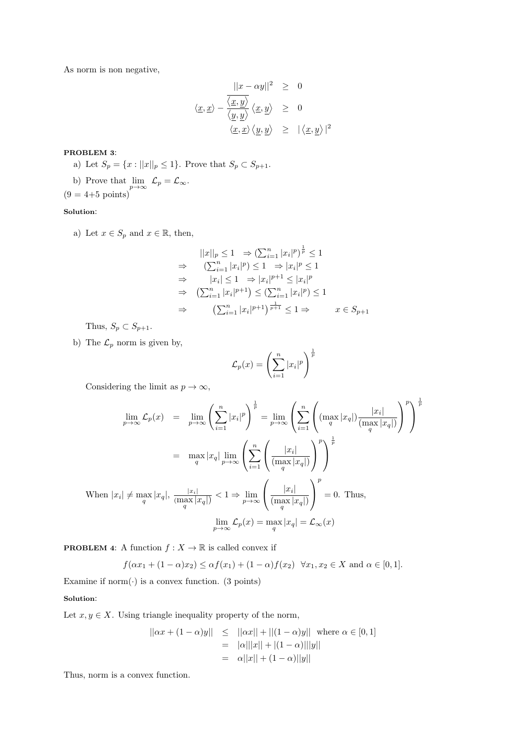As norm is non negative,

$$
\begin{aligned}
||x - \alpha y||^2 &\geq 0 \\
\langle \underline{x}, \underline{x} \rangle - \frac{\overline{\langle \underline{x}, \underline{y} \rangle}}{\langle \underline{y}, \underline{y} \rangle} \langle \underline{x}, \underline{y} \rangle &\geq 0 \\
\langle \underline{x}, \underline{x} \rangle \langle \underline{y}, \underline{y} \rangle &\geq |\langle \underline{x}, \underline{y} \rangle|^2
\end{aligned}
$$

**PROBLEM 3**:

a) Let $S_p = \{x : ||x||_p \leq 1\}$. Prove that $S_p \subset S_{p+1}$.

b) Prove that $\lim_{p \to \infty} \mathcal{L}_p = \mathcal{L}_\infty$.

(9 = 4+5 points)

**Solution**:

a) Let $x \in S_p$ and $x \in \mathbb{R}$, then,

$$
\begin{aligned}
& ||x||_p \leq 1 \quad \Rightarrow (\textstyle\sum_{i=1}^n |x_i|^p)^{\frac{1}{p}} \leq 1 \\
\Rightarrow \quad & (\textstyle\sum_{i=1}^n |x_i|^p) \leq 1 \quad \Rightarrow |x_i|^p \leq 1 \\
\Rightarrow \quad & |x_i| \leq 1 \quad \Rightarrow |x_i|^{p+1} \leq |x_i|^p \\
\Rightarrow \quad & \left(\textstyle\sum_{i=1}^n |x_i|^{p+1}\right) \leq (\textstyle\sum_{i=1}^n |x_i|^p) \leq 1 \\
\Rightarrow \quad & \left(\textstyle\sum_{i=1}^n |x_i|^{p+1}\right)^{\frac{1}{p+1}} \leq 1 \Rightarrow \qquad x \in S_{p+1}
\end{aligned}
$$

Thus, $S_p \subset S_{p+1}$.

b) The $\mathcal{L}_p$ norm is given by,

$$
\mathcal{L}_p(x) = \left( \sum_{i=1}^n |x_i|^p \right)^{\frac{1}{p}}
$$

Considering the limit as $p \to \infty$,

$$
\begin{aligned}
\lim_{p \to \infty} \mathcal{L}_p(x) &= \lim_{p \to \infty} \left( \sum_{i=1}^n |x_i|^p \right)^{\frac{1}{p}} = \lim_{p \to \infty} \left( \sum_{i=1}^n \left( (\max_q |x_q|) \frac{|x_i|}{(\max_q |x_q|)} \right)^p \right)^{\frac{1}{p}} \\
&= \max_q |x_q| \lim_{p \to \infty} \left( \sum_{i=1}^n \left( \frac{|x_i|}{(\max_q |x_q|)} \right)^p \right)^{\frac{1}{p}}
\end{aligned}
$$

When $|x_i| \neq \max_q |x_q|$, $\frac{|x_i|}{(\max_q |x_q|)} < 1 \Rightarrow \lim_{p \to \infty} \left( \frac{|x_i|}{(\max_q |x_q|)} \right)^p = 0$. Thus,

$$
\lim_{p \to \infty} \mathcal{L}_p(x) = \max_q |x_q| = \mathcal{L}_\infty(x)
$$

**PROBLEM 4**: A function $f : X \to \mathbb{R}$ is called convex if

$$
f(\alpha x_1 + (1 - \alpha) x_2) \leq \alpha f(x_1) + (1 - \alpha) f(x_2) \quad \forall x_1, x_2 \in X \text{ and } \alpha \in [0, 1].
$$

Examine if norm$(\cdot)$ is a convex function. (3 points)

**Solution**:

Let $x, y \in X$. Using triangle inequality property of the norm,

$$
\begin{aligned}
||\alpha x + (1 - \alpha) y|| &\leq ||\alpha x|| + ||(1 - \alpha) y|| \quad \text{where } \alpha \in [0, 1] \\
&= |\alpha| ||x|| + |(1 - \alpha)| ||y|| \\
&= \alpha ||x|| + (1 - \alpha) ||y||
\end{aligned}
$$

Thus, norm is a convex function.